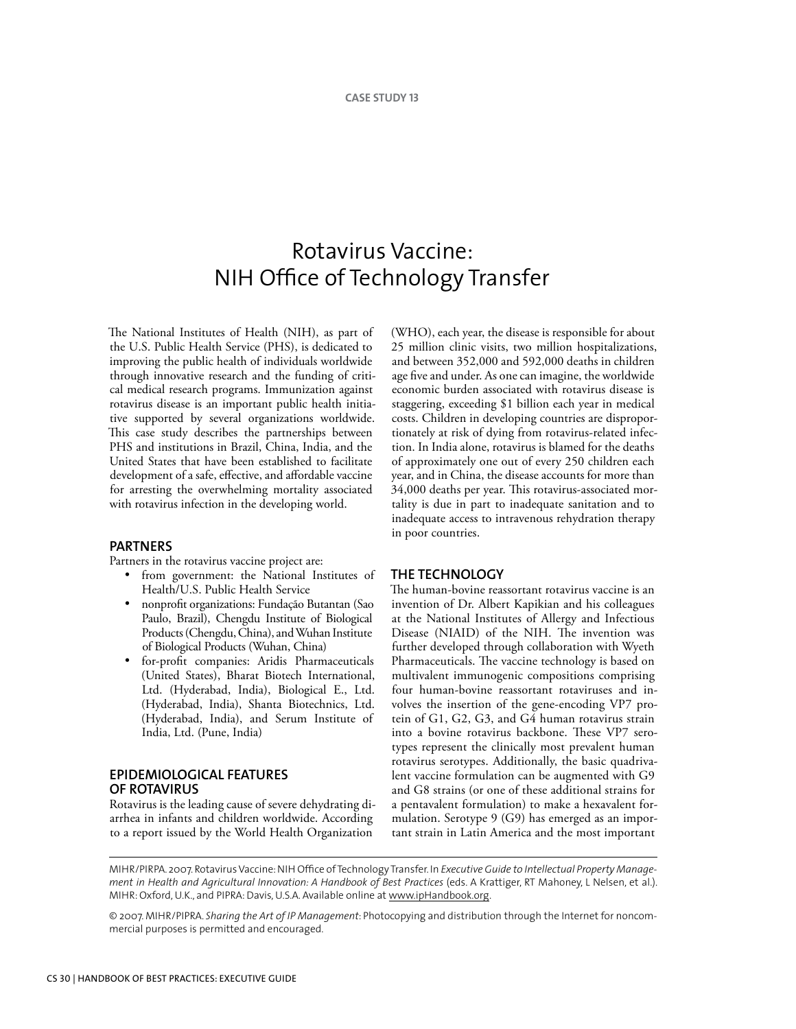CASE STUDY 13

# Rotavirus Vaccine: NIH Office of Technology Transfer

The National Institutes of Health (NIH), as part of the U.S. Public Health Service (PHS), is dedicated to improving the public health of individuals worldwide through innovative research and the funding of critical medical research programs. Immunization against rotavirus disease is an important public health initiative supported by several organizations worldwide. This case study describes the partnerships between PHS and institutions in Brazil, China, India, and the United States that have been established to facilitate development of a safe, effective, and affordable vaccine for arresting the overwhelming mortality associated with rotavirus infection in the developing world.

## PARTNERS

Partners in the rotavirus vaccine project are:

- from government: the National Institutes of Health/U.S. Public Health Service
- nonprofit organizations: Fundação Butantan (Sao Paulo, Brazil), Chengdu Institute of Biological Products (Chengdu, China), and Wuhan Institute of Biological Products (Wuhan, China)
- for-profit companies: Aridis Pharmaceuticals (United States), Bharat Biotech International, Ltd. (Hyderabad, India), Biological E., Ltd. (Hyderabad, India), Shanta Biotechnics, Ltd. (Hyderabad, India), and Serum Institute of India, Ltd. (Pune, India)

## EPIDEMIOLOGICAL FEATURES OF ROTAVIRUS

Rotavirus is the leading cause of severe dehydrating diarrhea in infants and children worldwide. According to a report issued by the World Health Organization (WHO), each year, the disease is responsible for about 25 million clinic visits, two million hospitalizations, and between 352,000 and 592,000 deaths in children age five and under. As one can imagine, the worldwide economic burden associated with rotavirus disease is staggering, exceeding $1 billion each year in medical costs. Children in developing countries are disproportionately at risk of dying from rotavirus-related infection. In India alone, rotavirus is blamed for the deaths of approximately one out of every 250 children each year, and in China, the disease accounts for more than 34,000 deaths per year. This rotavirus-associated mortality is due in part to inadequate sanitation and to inadequate access to intravenous rehydration therapy in poor countries.

## THE TECHNOLOGY

The human-bovine reassortant rotavirus vaccine is an invention of Dr. Albert Kapikian and his colleagues at the National Institutes of Allergy and Infectious Disease (NIAID) of the NIH. The invention was further developed through collaboration with Wyeth Pharmaceuticals. The vaccine technology is based on multivalent immunogenic compositions comprising four human-bovine reassortant rotaviruses and involves the insertion of the gene-encoding VP7 protein of G1, G2, G3, and G4 human rotavirus strain into a bovine rotavirus backbone. These VP7 serotypes represent the clinically most prevalent human rotavirus serotypes. Additionally, the basic quadrivalent vaccine formulation can be augmented with G9 and G8 strains (or one of these additional strains for a pentavalent formulation) to make a hexavalent formulation. Serotype 9 (G9) has emerged as an important strain in Latin America and the most important

---

MIHR/PIPRA. 2007. Rotavirus Vaccine: NIH Office of Technology Transfer. In *Executive Guide to Intellectual Property Management in Health and Agricultural Innovation: A Handbook of Best Practices* (eds. A Krattiger, RT Mahoney, L Nelsen, et al.). MIHR: Oxford, U.K., and PIPRA: Davis, U.S.A. Available online at www.ipHandbook.org.

© 2007. MIHR/PIPRA. *Sharing the Art of IP Management:* Photocopying and distribution through the Internet for noncommercial purposes is permitted and encouraged.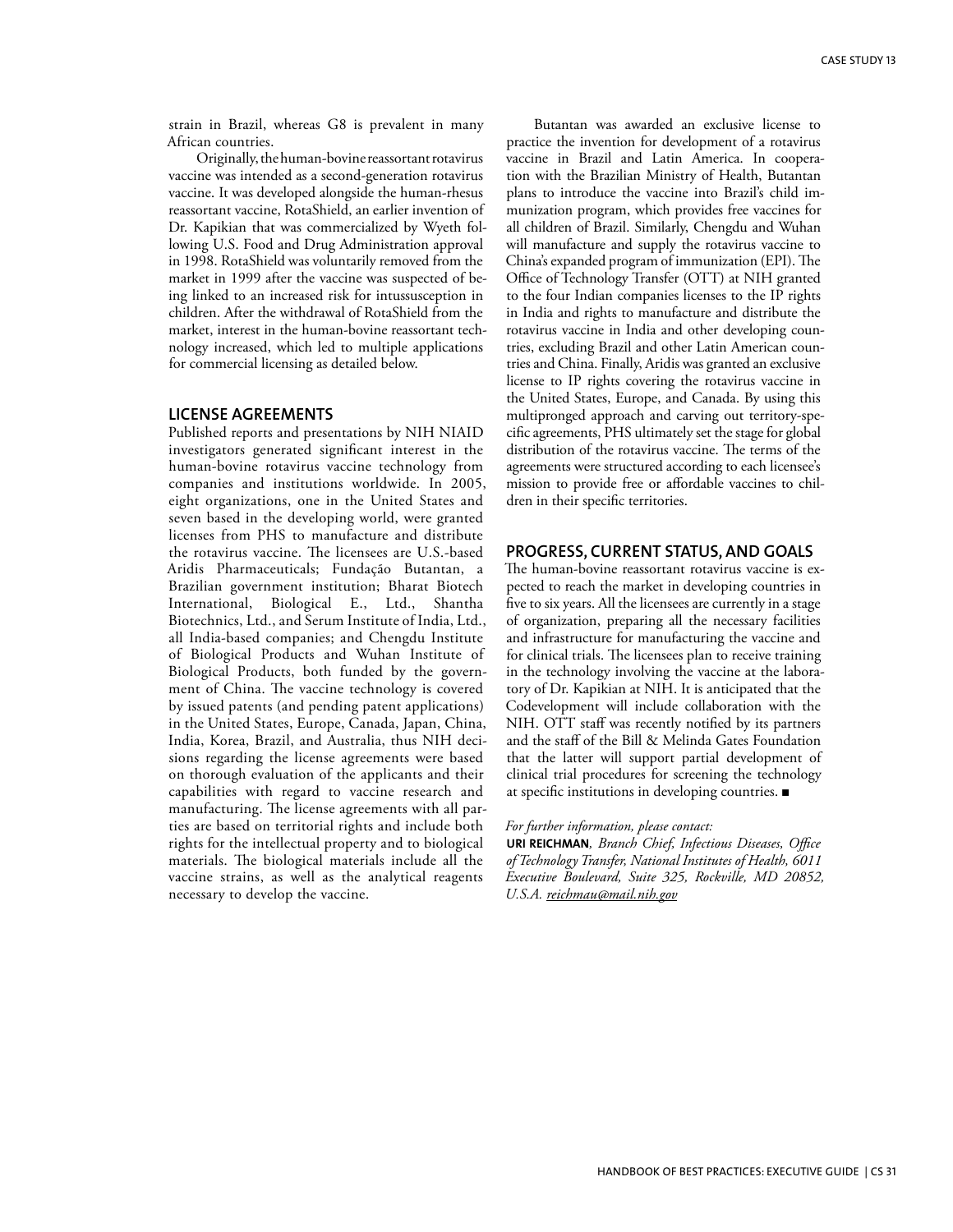strain in Brazil, whereas G8 is prevalent in many African countries.

Originally, the human-bovine reassortant rotavirus vaccine was intended as a second-generation rotavirus vaccine. It was developed alongside the human-rhesus reassortant vaccine, RotaShield, an earlier invention of Dr. Kapikian that was commercialized by Wyeth following U.S. Food and Drug Administration approval in 1998. RotaShield was voluntarily removed from the market in 1999 after the vaccine was suspected of being linked to an increased risk for intussusception in children. After the withdrawal of RotaShield from the market, interest in the human-bovine reassortant technology increased, which led to multiple applications for commercial licensing as detailed below.

## LICENSE AGREEMENTS

Published reports and presentations by NIH NIAID investigators generated significant interest in the human-bovine rotavirus vaccine technology from companies and institutions worldwide. In 2005, eight organizations, one in the United States and seven based in the developing world, were granted licenses from PHS to manufacture and distribute the rotavirus vaccine. The licensees are U.S.-based Aridis Pharmaceuticals; Fundação Butantan, a Brazilian government institution; Bharat Biotech International, Biological E., Ltd., Shantha Biotechnics, Ltd., and Serum Institute of India, Ltd., all India-based companies; and Chengdu Institute of Biological Products and Wuhan Institute of Biological Products, both funded by the government of China. The vaccine technology is covered by issued patents (and pending patent applications) in the United States, Europe, Canada, Japan, China, India, Korea, Brazil, and Australia, thus NIH decisions regarding the license agreements were based on thorough evaluation of the applicants and their capabilities with regard to vaccine research and manufacturing. The license agreements with all parties are based on territorial rights and include both rights for the intellectual property and to biological materials. The biological materials include all the vaccine strains, as well as the analytical reagents necessary to develop the vaccine.

Butantan was awarded an exclusive license to practice the invention for development of a rotavirus vaccine in Brazil and Latin America. In cooperation with the Brazilian Ministry of Health, Butantan plans to introduce the vaccine into Brazil's child immunization program, which provides free vaccines for all children of Brazil. Similarly, Chengdu and Wuhan will manufacture and supply the rotavirus vaccine to China's expanded program of immunization (EPI). The Office of Technology Transfer (OTT) at NIH granted to the four Indian companies licenses to the IP rights in India and rights to manufacture and distribute the rotavirus vaccine in India and other developing countries, excluding Brazil and other Latin American countries and China. Finally, Aridis was granted an exclusive license to IP rights covering the rotavirus vaccine in the United States, Europe, and Canada. By using this multipronged approach and carving out territory-specific agreements, PHS ultimately set the stage for global distribution of the rotavirus vaccine. The terms of the agreements were structured according to each licensee's mission to provide free or affordable vaccines to children in their specific territories.

## PROGRESS, CURRENT STATUS, AND GOALS

The human-bovine reassortant rotavirus vaccine is expected to reach the market in developing countries in five to six years. All the licensees are currently in a stage of organization, preparing all the necessary facilities and infrastructure for manufacturing the vaccine and for clinical trials. The licensees plan to receive training in the technology involving the vaccine at the laboratory of Dr. Kapikian at NIH. It is anticipated that the Codevelopment will include collaboration with the NIH. OTT staff was recently notified by its partners and the staff of the Bill & Melinda Gates Foundation that the latter will support partial development of clinical trial procedures for screening the technology at specific institutions in developing countries. ■

*For further information, please contact:*

**URI REICHMAN**, *Branch Chief, Infectious Diseases, Office of Technology Transfer, National Institutes of Health, 6011 Executive Boulevard, Suite 325, Rockville, MD 20852, U.S.A.* reichmau@mail.nih.gov